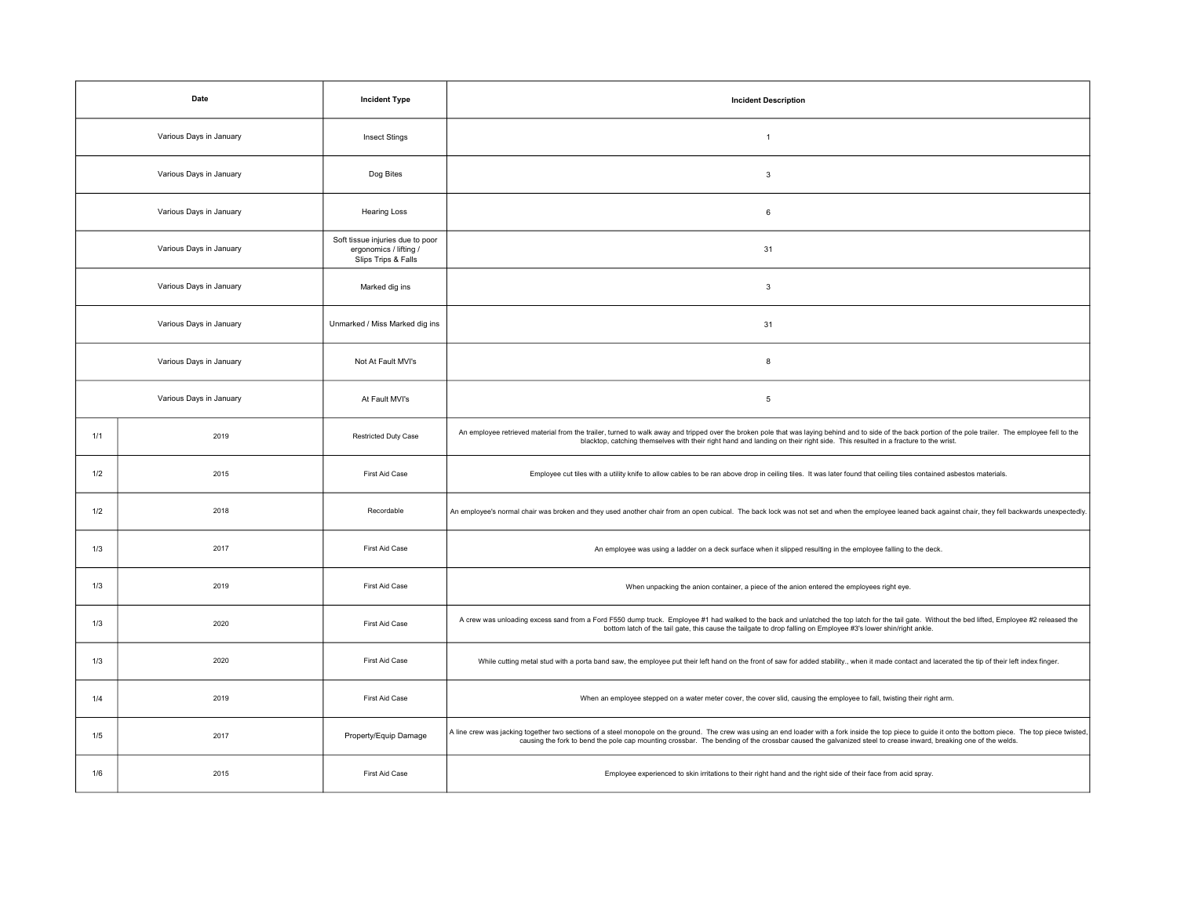| Date | | Incident Type | Incident Description |
| --- | --- | --- | --- |
| Various Days in January | | Insect Stings | 1 |
| Various Days in January | | Dog Bites | 3 |
| Various Days in January | | Hearing Loss | 6 |
| Various Days in January | | Soft tissue injuries due to poor ergonomics / lifting / Slips Trips & Falls | 31 |
| Various Days in January | | Marked dig ins | 3 |
| Various Days in January | | Unmarked / Miss Marked dig ins | 31 |
| Various Days in January | | Not At Fault MVI's | 8 |
| Various Days in January | | At Fault MVI's | 5 |
| 1/1 | 2019 | Restricted Duty Case | An employee retrieved material from the trailer, turned to walk away and tripped over the broken pole that was laying behind and to side of the back portion of the pole trailer. The employee fell to the blacktop, catching themselves with their right hand and landing on their right side. This resulted in a fracture to the wrist. |
| 1/2 | 2015 | First Aid Case | Employee cut tiles with a utility knife to allow cables to be ran above drop in ceiling tiles. It was later found that ceiling tiles contained asbestos materials. |
| 1/2 | 2018 | Recordable | An employee's normal chair was broken and they used another chair from an open cubical. The back lock was not set and when the employee leaned back against chair, they fell backwards unexpectedly. |
| 1/3 | 2017 | First Aid Case | An employee was using a ladder on a deck surface when it slipped resulting in the employee falling to the deck. |
| 1/3 | 2019 | First Aid Case | When unpacking the anion container, a piece of the anion entered the employees right eye. |
| 1/3 | 2020 | First Aid Case | A crew was unloading excess sand from a Ford F550 dump truck. Employee #1 had walked to the back and unlatched the top latch for the tail gate. Without the bed lifted, Employee #2 released the bottom latch of the tail gate, this cause the tailgate to drop falling on Employee #3's lower shin/right ankle. |
| 1/3 | 2020 | First Aid Case | While cutting metal stud with a porta band saw, the employee put their left hand on the front of saw for added stability., when it made contact and lacerated the tip of their left index finger. |
| 1/4 | 2019 | First Aid Case | When an employee stepped on a water meter cover, the cover slid, causing the employee to fall, twisting their right arm. |
| 1/5 | 2017 | Property/Equip Damage | A line crew was jacking together two sections of a steel monopole on the ground. The crew was using an end loader with a fork inside the top piece to guide it onto the bottom piece. The top piece twisted, causing the fork to bend the pole cap mounting crossbar. The bending of the crossbar caused the galvanized steel to crease inward, breaking one of the welds. |
| 1/6 | 2015 | First Aid Case | Employee experienced to skin irritations to their right hand and the right side of their face from acid spray. |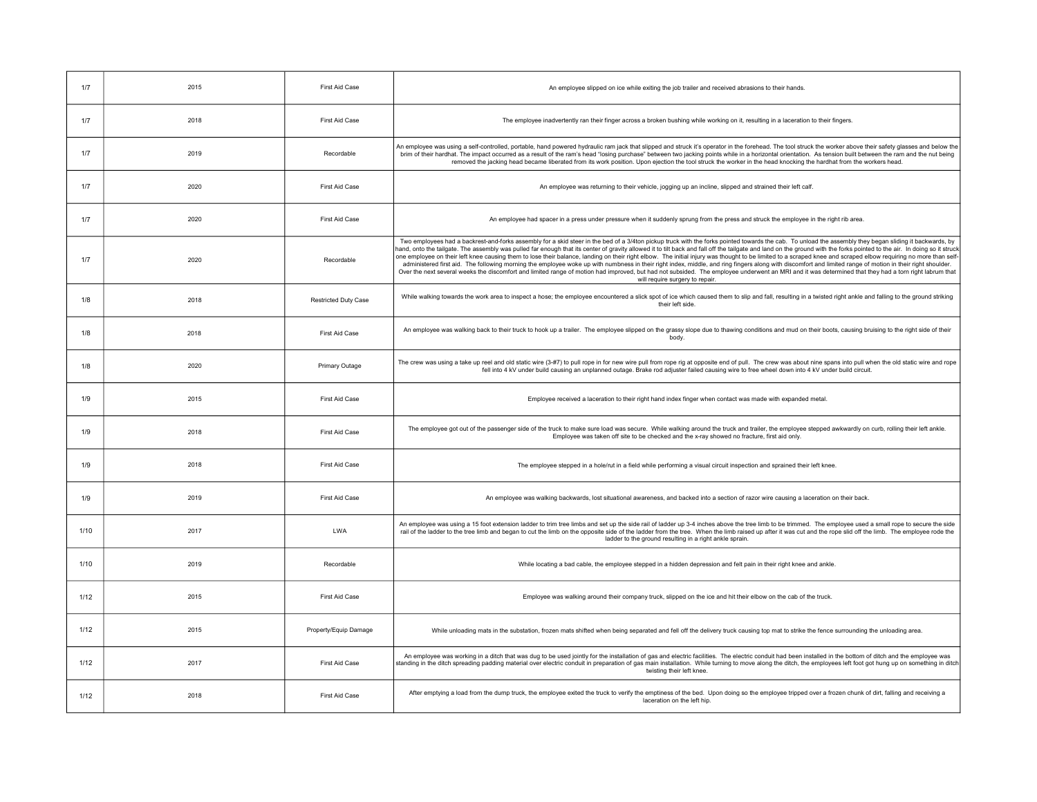| | | | |
|---|---|---|---|
| 1/7 | 2015 | First Aid Case | An employee slipped on ice while exiting the job trailer and received abrasions to their hands. |
| 1/7 | 2018 | First Aid Case | The employee inadvertently ran their finger across a broken bushing while working on it, resulting in a laceration to their fingers. |
| 1/7 | 2019 | Recordable | An employee was using a self-controlled, portable, hand powered hydraulic ram jack that slipped and struck it's operator in the forehead. The tool struck the worker above their safety glasses and below the brim of their hardhat. The impact occurred as a result of the ram's head "losing purchase" between two jacking points while in a horizontal orientation. As tension built between the ram and the nut being removed the jacking head became liberated from its work position. Upon ejection the tool struck the worker in the head knocking the hardhat from the workers head. |
| 1/7 | 2020 | First Aid Case | An employee was returning to their vehicle, jogging up an incline, slipped and strained their left calf. |
| 1/7 | 2020 | First Aid Case | An employee had spacer in a press under pressure when it suddenly sprung from the press and struck the employee in the right rib area. |
| 1/7 | 2020 | Recordable | Two employees had a backrest-and-forks assembly for a skid steer in the bed of a 3/4ton pickup truck with the forks pointed towards the cab. To unload the assembly they began sliding it backwards, by hand, onto the tailgate. The assembly was pulled far enough that its center of gravity allowed it to tilt back and fall off the tailgate and land on the ground with the forks pointed to the air. In doing so it struck one employee on their left knee causing them to lose their balance, landing on their right elbow. The initial injury was thought to be limited to a scraped knee and scraped elbow requiring no more than self-administered first aid. The following morning the employee woke up with numbness in their right index, middle, and ring fingers along with discomfort and limited range of motion in their right shoulder. Over the next several weeks the discomfort and limited range of motion had improved, but had not subsided. The employee underwent an MRI and it was determined that they had a torn right labrum that will require surgery to repair. |
| 1/8 | 2018 | Restricted Duty Case | While walking towards the work area to inspect a hose; the employee encountered a slick spot of ice which caused them to slip and fall, resulting in a twisted right ankle and falling to the ground striking their left side. |
| 1/8 | 2018 | First Aid Case | An employee was walking back to their truck to hook up a trailer. The employee slipped on the grassy slope due to thawing conditions and mud on their boots, causing bruising to the right side of their body. |
| 1/8 | 2020 | Primary Outage | The crew was using a take up reel and old static wire (3-#7) to pull rope in for new wire pull from rope rig at opposite end of pull. The crew was about nine spans into pull when the old static wire and rope fell into 4 kV under build causing an unplanned outage. Brake rod adjuster failed causing wire to free wheel down into 4 kV under build circuit. |
| 1/9 | 2015 | First Aid Case | Employee received a laceration to their right hand index finger when contact was made with expanded metal. |
| 1/9 | 2018 | First Aid Case | The employee got out of the passenger side of the truck to make sure load was secure. While walking around the truck and trailer, the employee stepped awkwardly on curb, rolling their left ankle. Employee was taken off site to be checked and the x-ray showed no fracture, first aid only. |
| 1/9 | 2018 | First Aid Case | The employee stepped in a hole/rut in a field while performing a visual circuit inspection and sprained their left knee. |
| 1/9 | 2019 | First Aid Case | An employee was walking backwards, lost situational awareness, and backed into a section of razor wire causing a laceration on their back. |
| 1/10 | 2017 | LWA | An employee was using a 15 foot extension ladder to trim tree limbs and set up the side rail of ladder up 3-4 inches above the tree limb to be trimmed. The employee used a small rope to secure the side rail of the ladder to the tree limb and began to cut the limb on the opposite side of the ladder from the tree. When the limb raised up after it was cut and the rope slid off the limb. The employee rode the ladder to the ground resulting in a right ankle sprain. |
| 1/10 | 2019 | Recordable | While locating a bad cable, the employee stepped in a hidden depression and felt pain in their right knee and ankle. |
| 1/12 | 2015 | First Aid Case | Employee was walking around their company truck, slipped on the ice and hit their elbow on the cab of the truck. |
| 1/12 | 2015 | Property/Equip Damage | While unloading mats in the substation, frozen mats shifted when being separated and fell off the delivery truck causing top mat to strike the fence surrounding the unloading area. |
| 1/12 | 2017 | First Aid Case | An employee was working in a ditch that was dug to be used jointly for the installation of gas and electric facilities. The electric conduit had been installed in the bottom of ditch and the employee was standing in the ditch spreading padding material over electric conduit in preparation of gas main installation. While turning to move along the ditch, the employees left foot got hung up on something in ditch twisting their left knee. |
| 1/12 | 2018 | First Aid Case | After emptying a load from the dump truck, the employee exited the truck to verify the emptiness of the bed. Upon doing so the employee tripped over a frozen chunk of dirt, falling and receiving a laceration on the left hip. |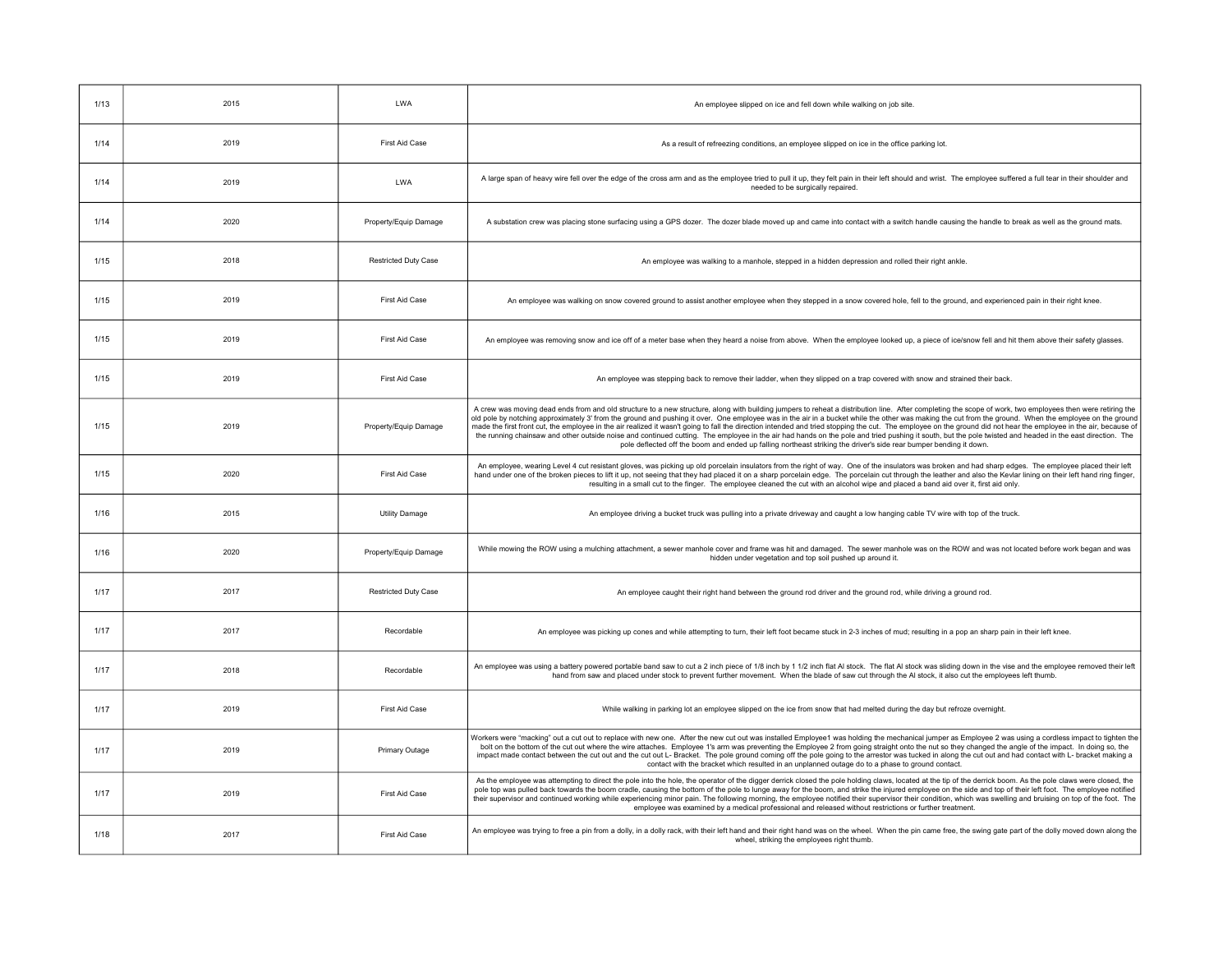| | | | |
|---|---|---|---|
| 1/13 | 2015 | LWA | An employee slipped on ice and fell down while walking on job site. |
| 1/14 | 2019 | First Aid Case | As a result of refreezing conditions, an employee slipped on ice in the office parking lot. |
| 1/14 | 2019 | LWA | A large span of heavy wire fell over the edge of the cross arm and as the employee tried to pull it up, they felt pain in their left should and wrist. The employee suffered a full tear in their shoulder and needed to be surgically repaired. |
| 1/14 | 2020 | Property/Equip Damage | A substation crew was placing stone surfacing using a GPS dozer. The dozer blade moved up and came into contact with a switch handle causing the handle to break as well as the ground mats. |
| 1/15 | 2018 | Restricted Duty Case | An employee was walking to a manhole, stepped in a hidden depression and rolled their right ankle. |
| 1/15 | 2019 | First Aid Case | An employee was walking on snow covered ground to assist another employee when they stepped in a snow covered hole, fell to the ground, and experienced pain in their right knee. |
| 1/15 | 2019 | First Aid Case | An employee was removing snow and ice off of a meter base when they heard a noise from above. When the employee looked up, a piece of ice/snow fell and hit them above their safety glasses. |
| 1/15 | 2019 | First Aid Case | An employee was stepping back to remove their ladder, when they slipped on a trap covered with snow and strained their back. |
| 1/15 | 2019 | Property/Equip Damage | A crew was moving dead ends from and old structure to a new structure, along with building jumpers to reheat a distribution line. After completing the scope of work, two employees then were retiring the old pole by notching approximately 3' from the ground and pushing it over. One employee was in the air in a bucket while the other was making the cut from the ground. When the employee on the ground made the first front cut, the employee in the air realized it wasn't going to fall the direction intended and tried stopping the cut. The employee on the ground did not hear the employee in the air, because of the running chainsaw and other outside noise and continued cutting. The employee in the air had hands on the pole and tried pushing it south, but the pole twisted and headed in the east direction. The pole deflected off the boom and ended up falling northeast striking the driver's side rear bumper bending it down. |
| 1/15 | 2020 | First Aid Case | An employee, wearing Level 4 cut resistant gloves, was picking up old porcelain insulators from the right of way. One of the insulators was broken and had sharp edges. The employee placed their left hand under one of the broken pieces to lift it up, not seeing that they had placed it on a sharp porcelain edge. The porcelain cut through the leather and also the Kevlar lining on their left hand ring finger, resulting in a small cut to the finger. The employee cleaned the cut with an alcohol wipe and placed a band aid over it, first aid only. |
| 1/16 | 2015 | Utility Damage | An employee driving a bucket truck was pulling into a private driveway and caught a low hanging cable TV wire with top of the truck. |
| 1/16 | 2020 | Property/Equip Damage | While mowing the ROW using a mulching attachment, a sewer manhole cover and frame was hit and damaged. The sewer manhole was on the ROW and was not located before work began and was hidden under vegetation and top soil pushed up around it. |
| 1/17 | 2017 | Restricted Duty Case | An employee caught their right hand between the ground rod driver and the ground rod, while driving a ground rod. |
| 1/17 | 2017 | Recordable | An employee was picking up cones and while attempting to turn, their left foot became stuck in 2-3 inches of mud; resulting in a pop an sharp pain in their left knee. |
| 1/17 | 2018 | Recordable | An employee was using a battery powered portable band saw to cut a 2 inch piece of 1/8 inch by 1 1/2 inch flat Al stock. The flat Al stock was sliding down in the vise and the employee removed their left hand from saw and placed under stock to prevent further movement. When the blade of saw cut through the Al stock, it also cut the employees left thumb. |
| 1/17 | 2019 | First Aid Case | While walking in parking lot an employee slipped on the ice from snow that had melted during the day but refroze overnight. |
| 1/17 | 2019 | Primary Outage | Workers were "macking" out a cut out to replace with new one. After the new cut out was installed Employee1 was holding the mechanical jumper as Employee 2 was using a cordless impact to tighten the bolt on the bottom of the cut out where the wire attaches. Employee 1's arm was preventing the Employee 2 from going straight onto the nut so they changed the angle of the impact. In doing so, the impact made contact between the cut out and the cut out L- Bracket. The pole ground coming off the pole going to the arrestor was tucked in along the cut out and had contact with L- bracket making a contact with the bracket which resulted in an unplanned outage do to a phase to ground contact. |
| 1/17 | 2019 | First Aid Case | As the employee was attempting to direct the pole into the hole, the operator of the digger derrick closed the pole holding claws, located at the tip of the derrick boom. As the pole claws were closed, the pole top was pulled back towards the boom cradle, causing the bottom of the pole to lunge away for the boom, and strike the injured employee on the side and top of their left foot. The employee notified their supervisor and continued working while experiencing minor pain. The following morning, the employee notified their supervisor their condition, which was swelling and bruising on top of the foot. The employee was examined by a medical professional and released without restrictions or further treatment. |
| 1/18 | 2017 | First Aid Case | An employee was trying to free a pin from a dolly, in a dolly rack, with their left hand and their right hand was on the wheel. When the pin came free, the swing gate part of the dolly moved down along the wheel, striking the employees right thumb. |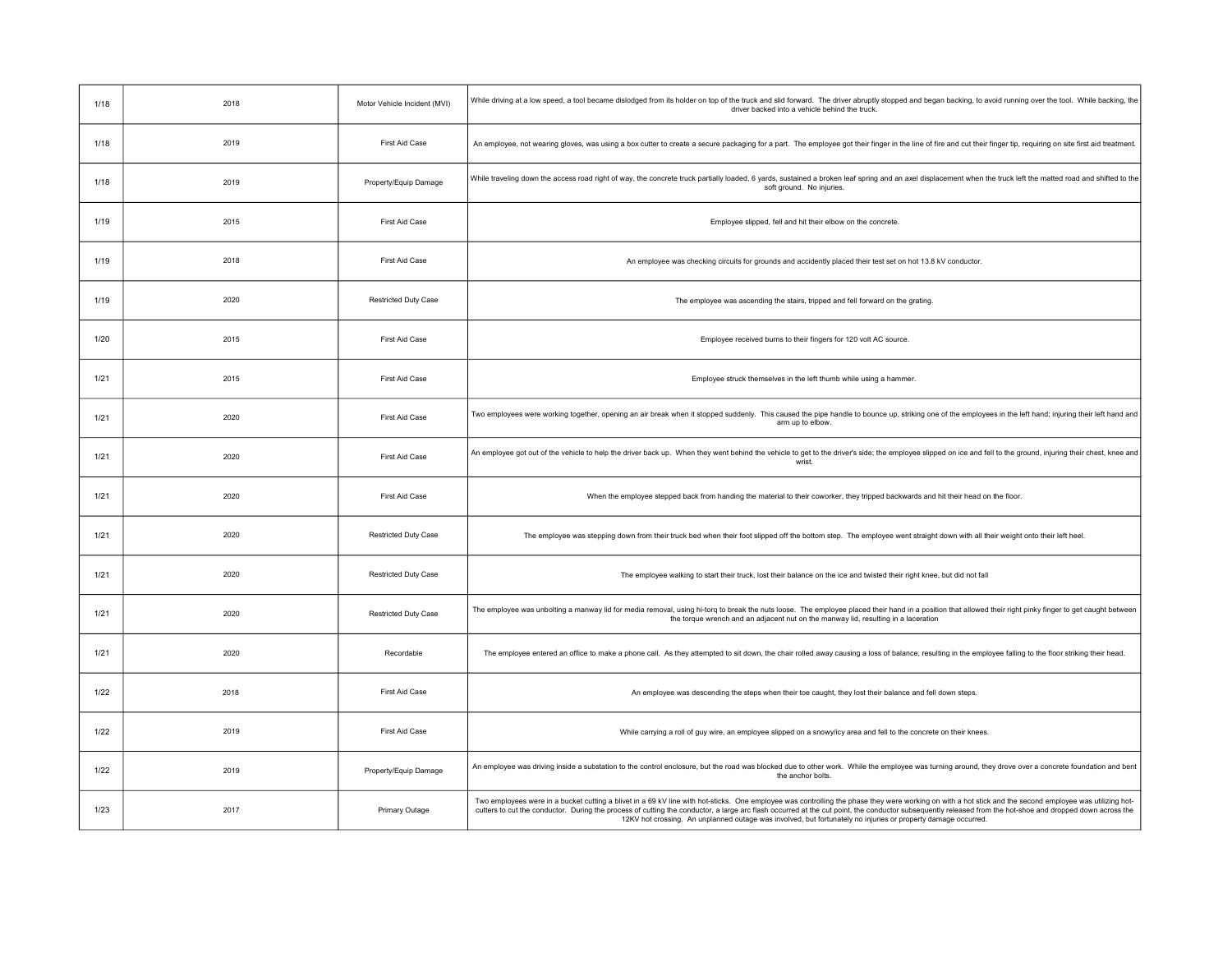| | | | |
|---|---|---|---|
| 1/18 | 2018 | Motor Vehicle Incident (MVI) | While driving at a low speed, a tool became dislodged from its holder on top of the truck and slid forward. The driver abruptly stopped and began backing, to avoid running over the tool. While backing, the driver backed into a vehicle behind the truck. |
| 1/18 | 2019 | First Aid Case | An employee, not wearing gloves, was using a box cutter to create a secure packaging for a part. The employee got their finger in the line of fire and cut their finger tip, requiring on site first aid treatment. |
| 1/18 | 2019 | Property/Equip Damage | While traveling down the access road right of way, the concrete truck partially loaded, 6 yards, sustained a broken leaf spring and an axel displacement when the truck left the matted road and shifted to the soft ground. No injuries. |
| 1/19 | 2015 | First Aid Case | Employee slipped, fell and hit their elbow on the concrete. |
| 1/19 | 2018 | First Aid Case | An employee was checking circuits for grounds and accidently placed their test set on hot 13.8 kV conductor. |
| 1/19 | 2020 | Restricted Duty Case | The employee was ascending the stairs, tripped and fell forward on the grating. |
| 1/20 | 2015 | First Aid Case | Employee received burns to their fingers for 120 volt AC source. |
| 1/21 | 2015 | First Aid Case | Employee struck themselves in the left thumb while using a hammer. |
| 1/21 | 2020 | First Aid Case | Two employees were working together, opening an air break when it stopped suddenly. This caused the pipe handle to bounce up, striking one of the employees in the left hand; injuring their left hand and arm up to elbow. |
| 1/21 | 2020 | First Aid Case | An employee got out of the vehicle to help the driver back up. When they went behind the vehicle to get to the driver's side; the employee slipped on ice and fell to the ground, injuring their chest, knee and wrist. |
| 1/21 | 2020 | First Aid Case | When the employee stepped back from handing the material to their coworker, they tripped backwards and hit their head on the floor. |
| 1/21 | 2020 | Restricted Duty Case | The employee was stepping down from their truck bed when their foot slipped off the bottom step. The employee went straight down with all their weight onto their left heel. |
| 1/21 | 2020 | Restricted Duty Case | The employee walking to start their truck, lost their balance on the ice and twisted their right knee, but did not fall |
| 1/21 | 2020 | Restricted Duty Case | The employee was unbolting a manway lid for media removal, using hi-torq to break the nuts loose. The employee placed their hand in a position that allowed their right pinky finger to get caught between the torque wrench and an adjacent nut on the manway lid, resulting in a laceration |
| 1/21 | 2020 | Recordable | The employee entered an office to make a phone call. As they attempted to sit down, the chair rolled away causing a loss of balance, resulting in the employee falling to the floor striking their head. |
| 1/22 | 2018 | First Aid Case | An employee was descending the steps when their toe caught, they lost their balance and fell down steps. |
| 1/22 | 2019 | First Aid Case | While carrying a roll of guy wire, an employee slipped on a snowy/icy area and fell to the concrete on their knees. |
| 1/22 | 2019 | Property/Equip Damage | An employee was driving inside a substation to the control enclosure, but the road was blocked due to other work. While the employee was turning around, they drove over a concrete foundation and bent the anchor bolts. |
| 1/23 | 2017 | Primary Outage | Two employees were in a bucket cutting a blivet in a 69 kV line with hot-sticks. One employee was controlling the phase they were working on with a hot stick and the second employee was utilizing hot-cutters to cut the conductor. During the process of cutting the conductor, a large arc flash occurred at the cut point, the conductor subsequently released from the hot-shoe and dropped down across the 12KV hot crossing. An unplanned outage was involved, but fortunately no injuries or property damage occurred. |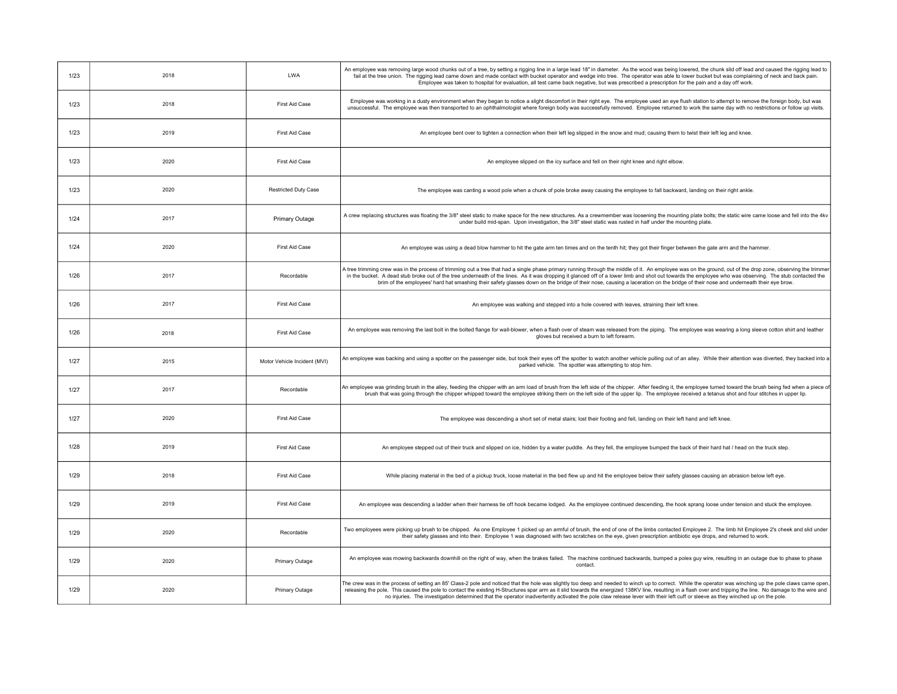| | | | |
|---|---|---|---|
| 1/23 | 2018 | LWA | An employee was removing large wood chunks out of a tree, by setting a rigging line in a large lead 18" in diameter. As the wood was being lowered, the chunk slid off lead and caused the rigging lead to fail at the tree union. The rigging lead came down and made contact with bucket operator and wedge into tree. The operator was able to lower bucket but was complaining of neck and back pain. Employee was taken to hospital for evaluation, all test came back negative, but was prescribed a prescription for the pain and a day off work. |
| 1/23 | 2018 | First Aid Case | Employee was working in a dusty environment when they began to notice a slight discomfort in their right eye. The employee used an eye flush station to attempt to remove the foreign body, but was unsuccessful. The employee was then transported to an ophthalmologist where foreign body was successfully removed. Employee returned to work the same day with no restrictions or follow up visits. |
| 1/23 | 2019 | First Aid Case | An employee bent over to tighten a connection when their left leg slipped in the snow and mud; causing them to twist their left leg and knee. |
| 1/23 | 2020 | First Aid Case | An employee slipped on the icy surface and fell on their right knee and right elbow. |
| 1/23 | 2020 | Restricted Duty Case | The employee was canting a wood pole when a chunk of pole broke away causing the employee to fall backward, landing on their right ankle. |
| 1/24 | 2017 | Primary Outage | A crew replacing structures was floating the 3/8" steel static to make space for the new structures. As a crewmember was loosening the mounting plate bolts; the static wire came loose and fell into the 4kv under build mid-span. Upon investigation, the 3/8" steel static was rusted in half under the mounting plate. |
| 1/24 | 2020 | First Aid Case | An employee was using a dead blow hammer to hit the gate arm ten times and on the tenth hit; they got their finger between the gate arm and the hammer. |
| 1/26 | 2017 | Recordable | A tree trimming crew was in the process of trimming out a tree that had a single phase primary running through the middle of it. An employee was on the ground, out of the drop zone, observing the trimmer in the bucket. A dead stub broke out of the tree underneath of the lines. As it was dropping it glanced off of a lower limb and shot out towards the employee who was observing. The stub contacted the brim of the employees' hard hat smashing their safety glasses down on the bridge of their nose, causing a laceration on the bridge of their nose and underneath their eye brow. |
| 1/26 | 2017 | First Aid Case | An employee was walking and stepped into a hole covered with leaves, straining their left knee. |
| 1/26 | 2018 | First Aid Case | An employee was removing the last bolt in the bolted flange for wall-blower, when a flash over of steam was released from the piping. The employee was wearing a long sleeve cotton shirt and leather gloves but received a burn to left forearm. |
| 1/27 | 2015 | Motor Vehicle Incident (MVI) | An employee was backing and using a spotter on the passenger side, but took their eyes off the spotter to watch another vehicle pulling out of an alley. While their attention was diverted, they backed into a parked vehicle. The spotter was attempting to stop him. |
| 1/27 | 2017 | Recordable | An employee was grinding brush in the alley, feeding the chipper with an arm load of brush from the left side of the chipper. After feeding it, the employee turned toward the brush being fed when a piece of brush that was going through the chipper whipped toward the employee striking them on the left side of the upper lip. The employee received a tetanus shot and four stitches in upper lip. |
| 1/27 | 2020 | First Aid Case | The employee was descending a short set of metal stairs; lost their footing and fell, landing on their left hand and left knee. |
| 1/28 | 2019 | First Aid Case | An employee stepped out of their truck and slipped on ice, hidden by a water puddle. As they fell, the employee bumped the back of their hard hat / head on the truck step. |
| 1/29 | 2018 | First Aid Case | While placing material in the bed of a pickup truck, loose material in the bed flew up and hit the employee below their safety glasses causing an abrasion below left eye. |
| 1/29 | 2019 | First Aid Case | An employee was descending a ladder when their harness tie off hook became lodged. As the employee continued descending, the hook sprang loose under tension and stuck the employee. |
| 1/29 | 2020 | Recordable | Two employees were picking up brush to be chipped. As one Employee 1 picked up an armful of brush, the end of one of the limbs contacted Employee 2. The limb hit Employee 2's cheek and slid under their safety glasses and into their. Employee 1 was diagnosed with two scratches on the eye, given prescription antibiotic eye drops, and returned to work. |
| 1/29 | 2020 | Primary Outage | An employee was mowing backwards downhill on the right of way, when the brakes failed. The machine continued backwards, bumped a poles guy wire, resulting in an outage due to phase to phase contact. |
| 1/29 | 2020 | Primary Outage | The crew was in the process of setting an 85' Class-2 pole and noticed that the hole was slightly too deep and needed to winch up to correct. While the operator was winching up the pole claws came open, releasing the pole. This caused the pole to contact the existing H-Structures spar arm as it slid towards the energized 138KV line, resulting in a flash over and tripping the line. No damage to the wire and no injuries. The investigation determined that the operator inadvertently activated the pole claw release lever with their left cuff or sleeve as they winched up on the pole. |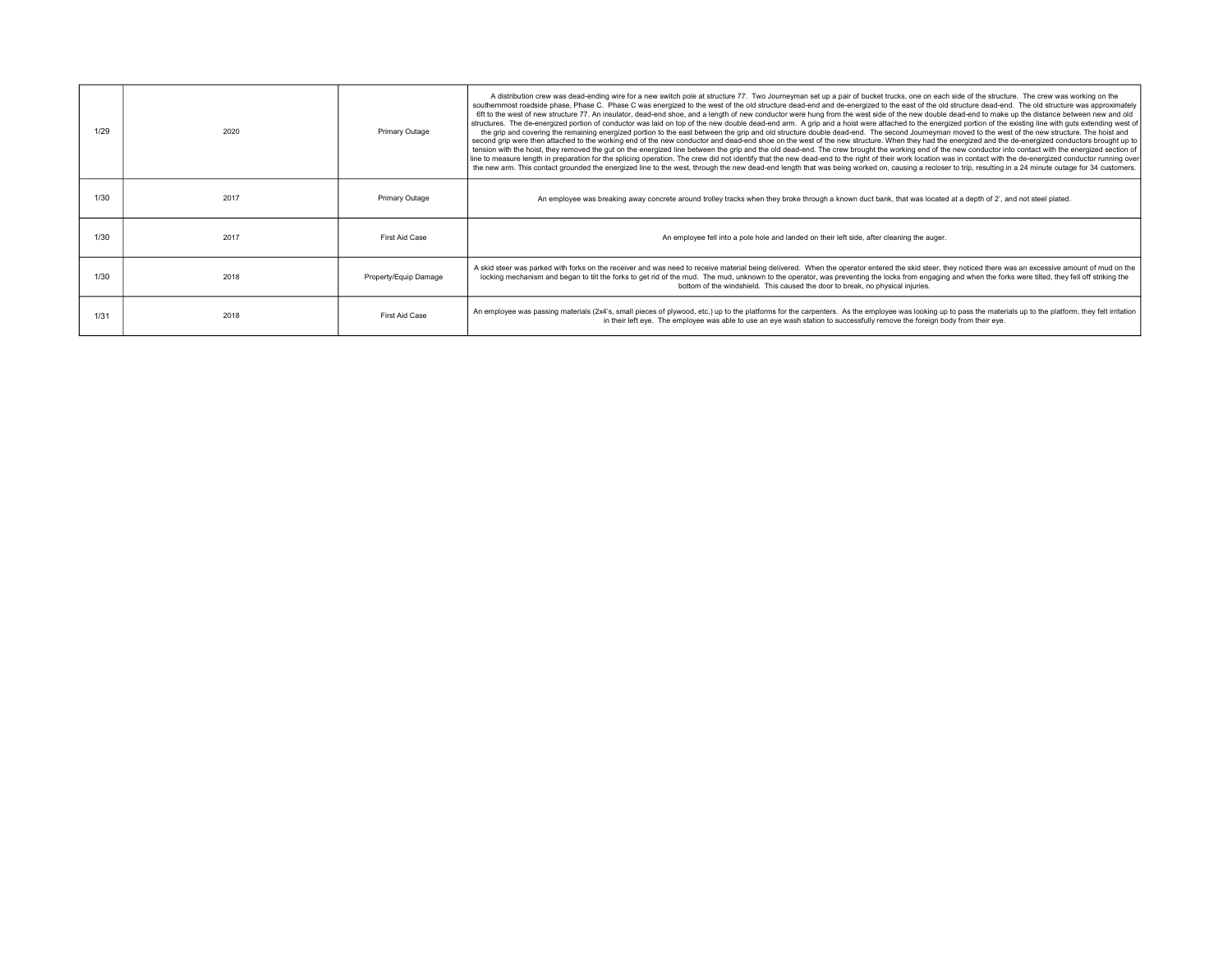| | | | |
|---|---|---|---|
| 1/29 | 2020 | Primary Outage | A distribution crew was dead-ending wire for a new switch pole at structure 77. Two Journeyman set up a pair of bucket trucks, one on each side of the structure. The crew was working on the southernmost roadside phase, Phase C. Phase C was energized to the west of the old structure dead-end and de-energized to the east of the old structure dead-end. The old structure was approximately 6ft to the west of new structure 77. An insulator, dead-end shoe, and a length of new conductor were hung from the west side of the new double dead-end to make up the distance between new and old structures. The de-energized portion of conductor was laid on top of the new double dead-end arm. A grip and a hoist were attached to the energized portion of the existing line with guts extending west of the grip and covering the remaining energized portion to the east between the grip and old structure double dead-end. The second Journeyman moved to the west of the new structure. The hoist and second grip were then attached to the working end of the new conductor and dead-end shoe on the west of the new structure. When they had the energized and the de-energized conductors brought up to tension with the hoist, they removed the gut on the energized line between the grip and the old dead-end. The crew brought the working end of the new conductor into contact with the energized section of line to measure length in preparation for the splicing operation. The crew did not identify that the new dead-end to the right of their work location was in contact with the de-energized conductor running over the new arm. This contact grounded the energized line to the west, through the new dead-end length that was being worked on, causing a recloser to trip, resulting in a 24 minute outage for 34 customers. |
| 1/30 | 2017 | Primary Outage | An employee was breaking away concrete around trolley tracks when they broke through a known duct bank, that was located at a depth of 2', and not steel plated. |
| 1/30 | 2017 | First Aid Case | An employee fell into a pole hole and landed on their left side, after cleaning the auger. |
| 1/30 | 2018 | Property/Equip Damage | A skid steer was parked with forks on the receiver and was need to receive material being delivered. When the operator entered the skid steer, they noticed there was an excessive amount of mud on the locking mechanism and began to tilt the forks to get rid of the mud. The mud, unknown to the operator, was preventing the locks from engaging and when the forks were tilted, they fell off striking the bottom of the windshield. This caused the door to break, no physical injuries. |
| 1/31 | 2018 | First Aid Case | An employee was passing materials (2x4's, small pieces of plywood, etc.) up to the platforms for the carpenters. As the employee was looking up to pass the materials up to the platform, they felt irritation in their left eye. The employee was able to use an eye wash station to successfully remove the foreign body from their eye. |